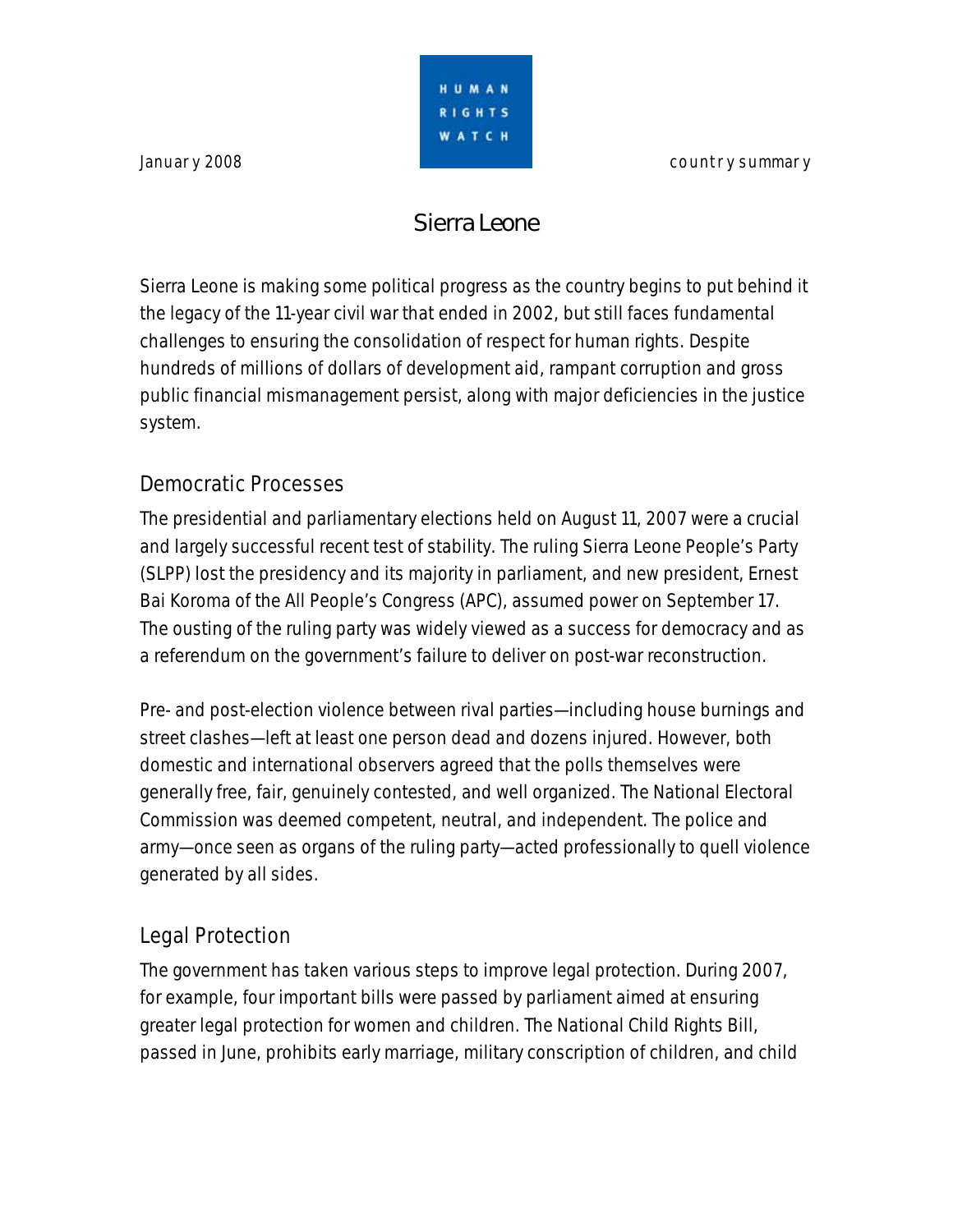January 2008 country summary

# Sierra Leone

Sierra Leone is making some political progress as the country begins to put behind it the legacy of the 11-year civil war that ended in 2002, but still faces fundamental challenges to ensuring the consolidation of respect for human rights. Despite hundreds of millions of dollars of development aid, rampant corruption and gross public financial mismanagement persist, along with major deficiencies in the justice system.

## Democratic Processes

The presidential and parliamentary elections held on August 11, 2007 were a crucial and largely successful recent test of stability. The ruling Sierra Leone People's Party (SLPP) lost the presidency and its majority in parliament, and new president, Ernest Bai Koroma of the All People's Congress (APC), assumed power on September 17. The ousting of the ruling party was widely viewed as a success for democracy and as a referendum on the government's failure to deliver on post-war reconstruction.

Pre- and post-election violence between rival parties—including house burnings and street clashes—left at least one person dead and dozens injured. However, both domestic and international observers agreed that the polls themselves were generally free, fair, genuinely contested, and well organized. The National Electoral Commission was deemed competent, neutral, and independent. The police and army—once seen as organs of the ruling party—acted professionally to quell violence generated by all sides.

## Legal Protection

The government has taken various steps to improve legal protection. During 2007, for example, four important bills were passed by parliament aimed at ensuring greater legal protection for women and children. The National Child Rights Bill, passed in June, prohibits early marriage, military conscription of children, and child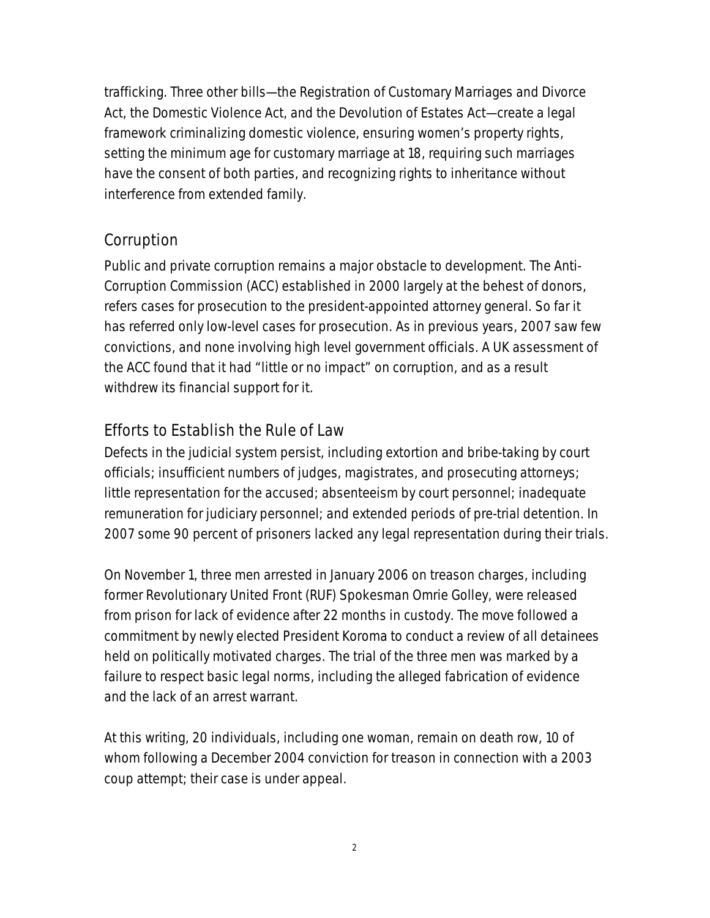trafficking. Three other bills—the Registration of Customary Marriages and Divorce Act, the Domestic Violence Act, and the Devolution of Estates Act—create a legal framework criminalizing domestic violence, ensuring women's property rights, setting the minimum age for customary marriage at 18, requiring such marriages have the consent of both parties, and recognizing rights to inheritance without interference from extended family.

## Corruption

Public and private corruption remains a major obstacle to development. The Anti-Corruption Commission (ACC) established in 2000 largely at the behest of donors, refers cases for prosecution to the president-appointed attorney general. So far it has referred only low-level cases for prosecution. As in previous years, 2007 saw few convictions, and none involving high level government officials. A UK assessment of the ACC found that it had "little or no impact" on corruption, and as a result withdrew its financial support for it.

## Efforts to Establish the Rule of Law

Defects in the judicial system persist, including extortion and bribe-taking by court officials; insufficient numbers of judges, magistrates, and prosecuting attorneys; little representation for the accused; absenteeism by court personnel; inadequate remuneration for judiciary personnel; and extended periods of pre-trial detention. In 2007 some 90 percent of prisoners lacked any legal representation during their trials.

On November 1, three men arrested in January 2006 on treason charges, including former Revolutionary United Front (RUF) Spokesman Omrie Golley, were released from prison for lack of evidence after 22 months in custody. The move followed a commitment by newly elected President Koroma to conduct a review of all detainees held on politically motivated charges. The trial of the three men was marked by a failure to respect basic legal norms, including the alleged fabrication of evidence and the lack of an arrest warrant.

At this writing, 20 individuals, including one woman, remain on death row, 10 of whom following a December 2004 conviction for treason in connection with a 2003 coup attempt; their case is under appeal.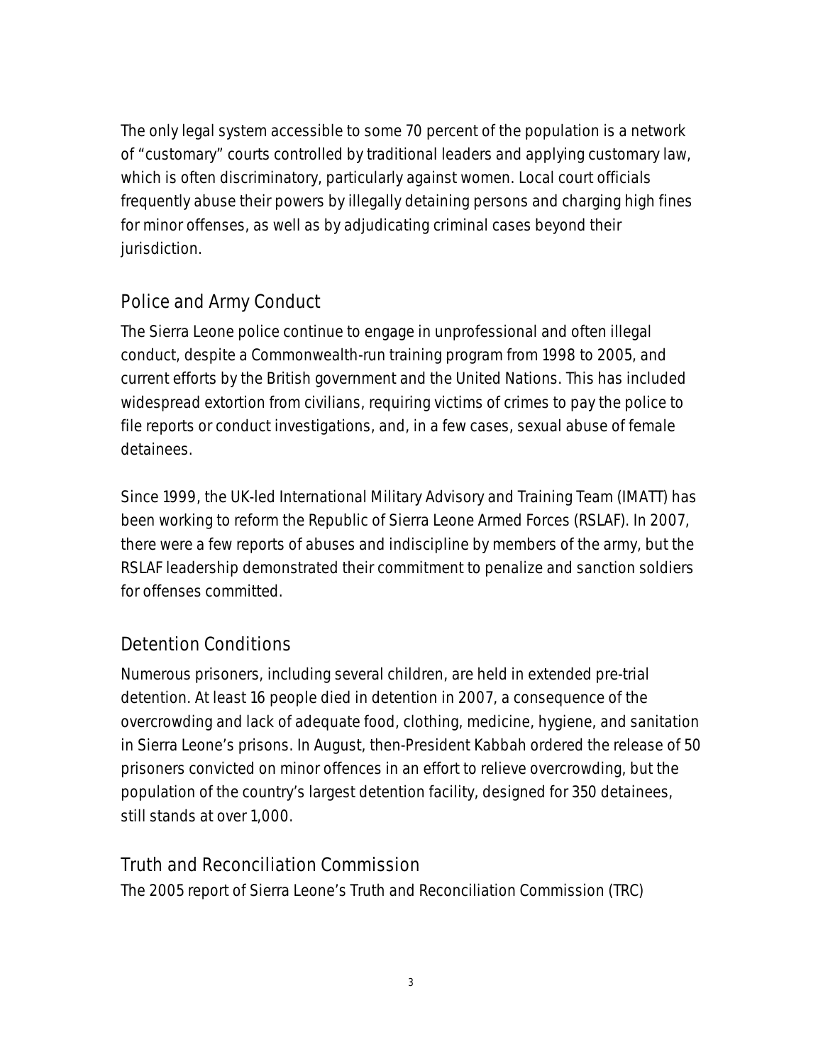The only legal system accessible to some 70 percent of the population is a network of "customary" courts controlled by traditional leaders and applying customary law, which is often discriminatory, particularly against women. Local court officials frequently abuse their powers by illegally detaining persons and charging high fines for minor offenses, as well as by adjudicating criminal cases beyond their jurisdiction.

## Police and Army Conduct

The Sierra Leone police continue to engage in unprofessional and often illegal conduct, despite a Commonwealth-run training program from 1998 to 2005, and current efforts by the British government and the United Nations. This has included widespread extortion from civilians, requiring victims of crimes to pay the police to file reports or conduct investigations, and, in a few cases, sexual abuse of female detainees.

Since 1999, the UK-led International Military Advisory and Training Team (IMATT) has been working to reform the Republic of Sierra Leone Armed Forces (RSLAF). In 2007, there were a few reports of abuses and indiscipline by members of the army, but the RSLAF leadership demonstrated their commitment to penalize and sanction soldiers for offenses committed.

## Detention Conditions

Numerous prisoners, including several children, are held in extended pre-trial detention. At least 16 people died in detention in 2007, a consequence of the overcrowding and lack of adequate food, clothing, medicine, hygiene, and sanitation in Sierra Leone's prisons. In August, then-President Kabbah ordered the release of 50 prisoners convicted on minor offences in an effort to relieve overcrowding, but the population of the country's largest detention facility, designed for 350 detainees, still stands at over 1,000.

## Truth and Reconciliation Commission

The 2005 report of Sierra Leone's Truth and Reconciliation Commission (TRC)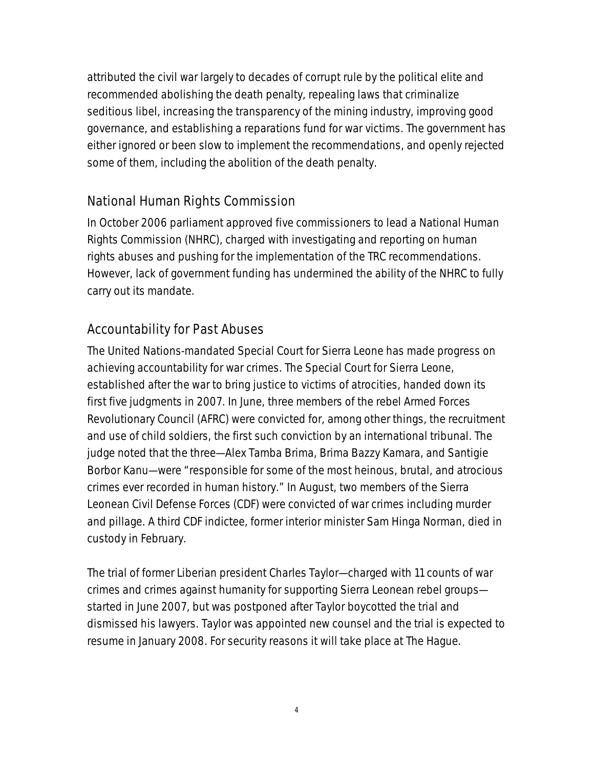attributed the civil war largely to decades of corrupt rule by the political elite and recommended abolishing the death penalty, repealing laws that criminalize seditious libel, increasing the transparency of the mining industry, improving good governance, and establishing a reparations fund for war victims. The government has either ignored or been slow to implement the recommendations, and openly rejected some of them, including the abolition of the death penalty.

## National Human Rights Commission

In October 2006 parliament approved five commissioners to lead a National Human Rights Commission (NHRC), charged with investigating and reporting on human rights abuses and pushing for the implementation of the TRC recommendations. However, lack of government funding has undermined the ability of the NHRC to fully carry out its mandate.

## Accountability for Past Abuses

The United Nations-mandated Special Court for Sierra Leone has made progress on achieving accountability for war crimes. The Special Court for Sierra Leone, established after the war to bring justice to victims of atrocities, handed down its first five judgments in 2007. In June, three members of the rebel Armed Forces Revolutionary Council (AFRC) were convicted for, among other things, the recruitment and use of child soldiers, the first such conviction by an international tribunal. The judge noted that the three—Alex Tamba Brima, Brima Bazzy Kamara, and Santigie Borbor Kanu—were "responsible for some of the most heinous, brutal, and atrocious crimes ever recorded in human history." In August, two members of the Sierra Leonean Civil Defense Forces (CDF) were convicted of war crimes including murder and pillage. A third CDF indictee, former interior minister Sam Hinga Norman, died in custody in February.

The trial of former Liberian president Charles Taylor—charged with 11 counts of war crimes and crimes against humanity for supporting Sierra Leonean rebel groups—started in June 2007, but was postponed after Taylor boycotted the trial and dismissed his lawyers. Taylor was appointed new counsel and the trial is expected to resume in January 2008. For security reasons it will take place at The Hague.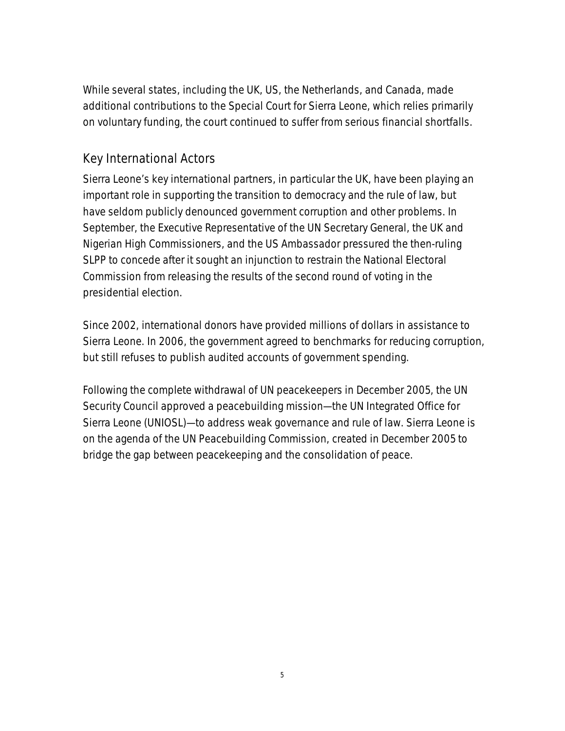While several states, including the UK, US, the Netherlands, and Canada, made additional contributions to the Special Court for Sierra Leone, which relies primarily on voluntary funding, the court continued to suffer from serious financial shortfalls.

## Key International Actors

Sierra Leone's key international partners, in particular the UK, have been playing an important role in supporting the transition to democracy and the rule of law, but have seldom publicly denounced government corruption and other problems. In September, the Executive Representative of the UN Secretary General, the UK and Nigerian High Commissioners, and the US Ambassador pressured the then-ruling SLPP to concede after it sought an injunction to restrain the National Electoral Commission from releasing the results of the second round of voting in the presidential election.

Since 2002, international donors have provided millions of dollars in assistance to Sierra Leone. In 2006, the government agreed to benchmarks for reducing corruption, but still refuses to publish audited accounts of government spending.

Following the complete withdrawal of UN peacekeepers in December 2005, the UN Security Council approved a peacebuilding mission—the UN Integrated Office for Sierra Leone (UNIOSL)—to address weak governance and rule of law. Sierra Leone is on the agenda of the UN Peacebuilding Commission, created in December 2005 to bridge the gap between peacekeeping and the consolidation of peace.